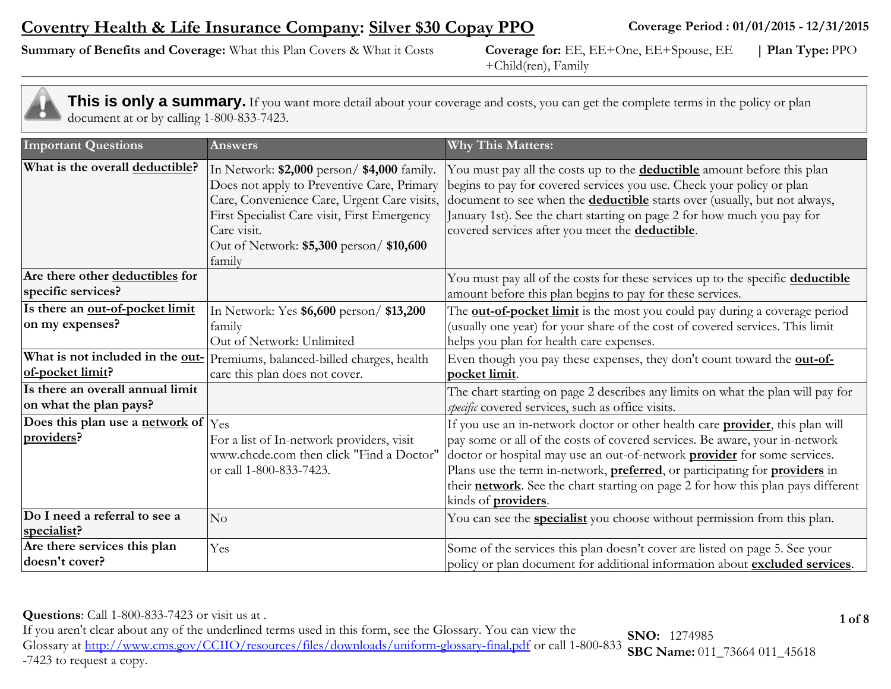# Coventry Health & Life Insurance Company: Silver $30 Copay PPO

**Coverage Period : 01/01/2015 - 12/31/2015**

**Summary of Benefits and Coverage:** What this Plan Covers & What it Costs

**Coverage for:** EE, EE+One, EE+Spouse, EE +Child(ren), Family | **Plan Type:** PPO

**This is only a summary.** If you want more detail about your coverage and costs, you can get the complete terms in the policy or plan document at or by calling 1-800-833-7423.

| Important Questions | Answers | Why This Matters: |
|---|---|---|
| **What is the overall deductible?** | In Network: **$2,000** person/ **$4,000** family. Does not apply to Preventive Care, Primary Care, Convenience Care, Urgent Care visits, First Specialist Care visit, First Emergency Care visit.<br>Out of Network: **$5,300** person/ **$10,600** family | You must pay all the costs up to the **deductible** amount before this plan begins to pay for covered services you use. Check your policy or plan document to see when the **deductible** starts over (usually, but not always, January 1st). See the chart starting on page 2 for how much you pay for covered services after you meet the **deductible**. |
| **Are there other deductibles for specific services?** | | You must pay all of the costs for these services up to the specific **deductible** amount before this plan begins to pay for these services. |
| **Is there an out-of-pocket limit on my expenses?** | In Network: Yes **$6,600** person/ **$13,200** family<br>Out of Network: Unlimited | The **out-of-pocket limit** is the most you could pay during a coverage period (usually one year) for your share of the cost of covered services. This limit helps you plan for health care expenses. |
| **What is not included in the out-of-pocket limit?** | Premiums, balanced-billed charges, health care this plan does not cover. | Even though you pay these expenses, they don't count toward the **out-of-pocket limit**. |
| **Is there an overall annual limit on what the plan pays?** | | The chart starting on page 2 describes any limits on what the plan will pay for *specific* covered services, such as office visits. |
| **Does this plan use a network of providers?** | Yes<br>For a list of In-network providers, visit www.chcde.com then click "Find a Doctor" or call 1-800-833-7423. | If you use an in-network doctor or other health care **provider**, this plan will pay some or all of the costs of covered services. Be aware, your in-network doctor or hospital may use an out-of-network **provider** for some services. Plans use the term in-network, **preferred**, or participating for **providers** in their **network**. See the chart starting on page 2 for how this plan pays different kinds of **providers**. |
| **Do I need a referral to see a specialist?** | No | You can see the **specialist** you choose without permission from this plan. |
| **Are there services this plan doesn't cover?** | Yes | Some of the services this plan doesn't cover are listed on page 5. See your policy or plan document for additional information about **excluded services**. |

**Questions**: Call 1-800-833-7423 or visit us at .
If you aren't clear about any of the underlined terms used in this form, see the Glossary. You can view the Glossary at http://www.cms.gov/CCIIO/resources/files/downloads/uniform-glossary-final.pdf or call 1-800-833-7423 to request a copy.

**SNO:** 1274985
**SBC Name:** 011_73664 011_45618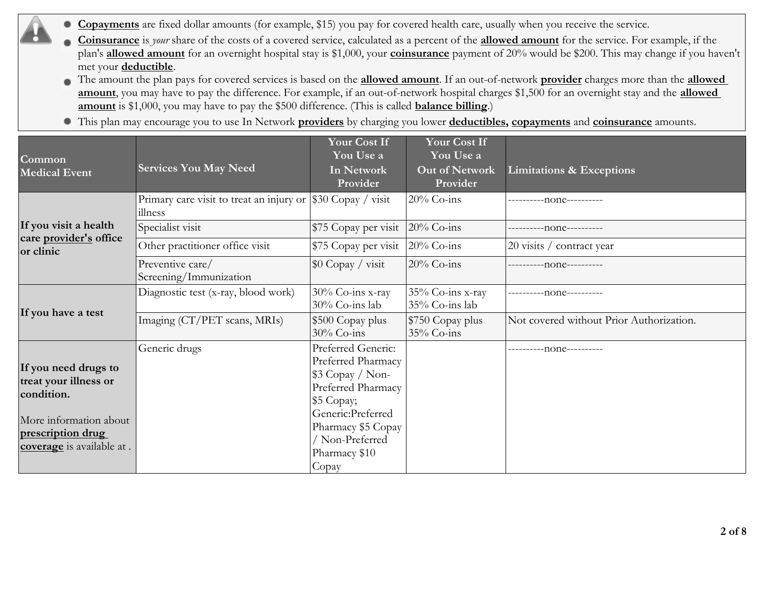- **Copayments** are fixed dollar amounts (for example, $15) you pay for covered health care, usually when you receive the service.
- **Coinsurance** is *your* share of the costs of a covered service, calculated as a percent of the **allowed amount** for the service. For example, if the plan's **allowed amount** for an overnight hospital stay is $1,000, your **coinsurance** payment of 20% would be $200. This may change if you haven't met your **deductible**.
- The amount the plan pays for covered services is based on the **allowed amount**. If an out-of-network **provider** charges more than the **allowed amount**, you may have to pay the difference. For example, if an out-of-network hospital charges $1,500 for an overnight stay and the **allowed amount** is $1,000, you may have to pay the $500 difference. (This is called **balance billing**.)
- This plan may encourage you to use In Network **providers** by charging you lower **deductibles, copayments** and **coinsurance** amounts.

| Common Medical Event | Services You May Need | Your Cost If You Use a In Network Provider | Your Cost If You Use a Out of Network Provider | Limitations & Exceptions |
|---|---|---|---|---|
| If you visit a health care **provider's** office or clinic | Primary care visit to treat an injury or illness | $30 Copay / visit | 20% Co-ins | ----------none---------- |
| | Specialist visit | $75 Copay per visit | 20% Co-ins | ----------none---------- |
| | Other practitioner office visit | $75 Copay per visit | 20% Co-ins | 20 visits / contract year |
| | Preventive care/ Screening/Immunization | $0 Copay / visit | 20% Co-ins | ----------none---------- |
| If you have a test | Diagnostic test (x-ray, blood work) | 30% Co-ins x-ray<br>30% Co-ins lab | 35% Co-ins x-ray<br>35% Co-ins lab | ----------none---------- |
| | Imaging (CT/PET scans, MRIs) | $500 Copay plus 30% Co-ins | $750 Copay plus 35% Co-ins | Not covered without Prior Authorization. |
| If you need drugs to treat your illness or condition.<br><br>More information about **prescription drug coverage** is available at . | Generic drugs | Preferred Generic: Preferred Pharmacy $3 Copay / Non-Preferred Pharmacy $5 Copay; Generic:Preferred Pharmacy $5 Copay / Non-Preferred Pharmacy $10 Copay | | ----------none---------- |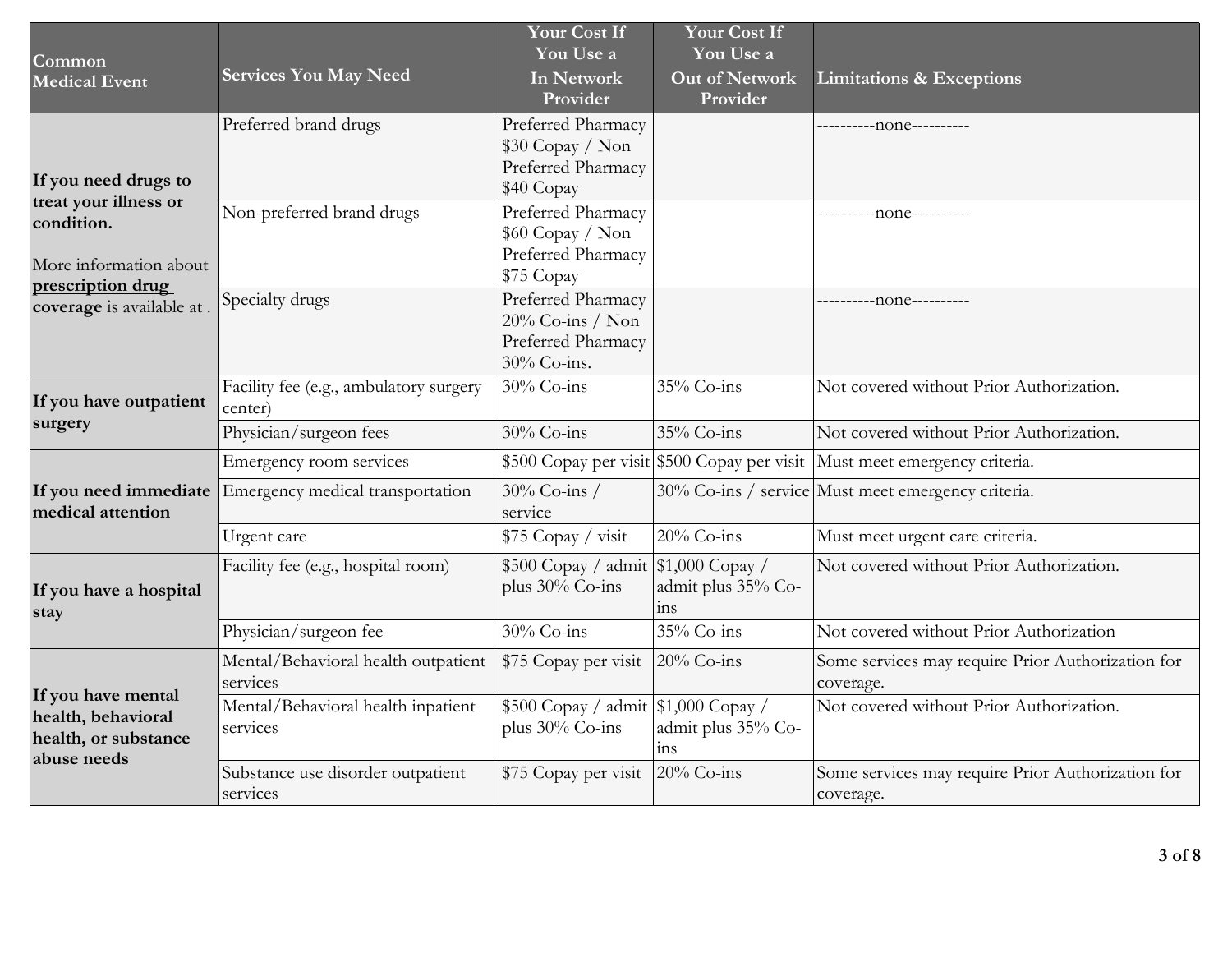| Common Medical Event | Services You May Need | Your Cost If You Use a In Network Provider | Your Cost If You Use a Out of Network Provider | Limitations & Exceptions |
|---|---|---|---|---|
| **If you need drugs to treat your illness or condition.** More information about **prescription drug coverage** is available at . | Preferred brand drugs | Preferred Pharmacy $30 Copay / Non Preferred Pharmacy $40 Copay | | ----------none---------- |
| | Non-preferred brand drugs | Preferred Pharmacy $60 Copay / Non Preferred Pharmacy $75 Copay | | ----------none---------- |
| | Specialty drugs | Preferred Pharmacy 20% Co-ins / Non Preferred Pharmacy 30% Co-ins. | | ----------none---------- |
| **If you have outpatient surgery** | Facility fee (e.g., ambulatory surgery center) | 30% Co-ins | 35% Co-ins | Not covered without Prior Authorization. |
| | Physician/surgeon fees | 30% Co-ins | 35% Co-ins | Not covered without Prior Authorization. |
| **If you need immediate medical attention** | Emergency room services | $500 Copay per visit | $500 Copay per visit | Must meet emergency criteria. |
| | Emergency medical transportation | 30% Co-ins / service | 30% Co-ins / service | Must meet emergency criteria. |
| | Urgent care | $75 Copay / visit | 20% Co-ins | Must meet urgent care criteria. |
| **If you have a hospital stay** | Facility fee (e.g., hospital room) | $500 Copay / admit plus 30% Co-ins | $1,000 Copay / admit plus 35% Co-ins | Not covered without Prior Authorization. |
| | Physician/surgeon fee | 30% Co-ins | 35% Co-ins | Not covered without Prior Authorization |
| **If you have mental health, behavioral health, or substance abuse needs** | Mental/Behavioral health outpatient services | $75 Copay per visit | 20% Co-ins | Some services may require Prior Authorization for coverage. |
| | Mental/Behavioral health inpatient services | $500 Copay / admit plus 30% Co-ins | $1,000 Copay / admit plus 35% Co-ins | Not covered without Prior Authorization. |
| | Substance use disorder outpatient services | $75 Copay per visit | 20% Co-ins | Some services may require Prior Authorization for coverage. |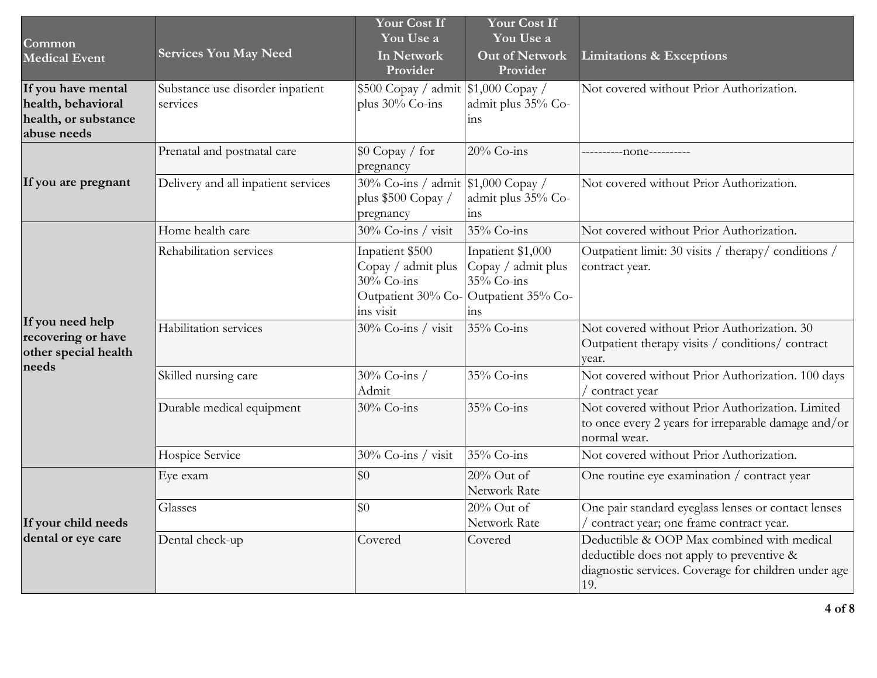| Common Medical Event | Services You May Need | Your Cost If You Use a In Network Provider | Your Cost If You Use a Out of Network Provider | Limitations & Exceptions |
|---|---|---|---|---|
| **If you have mental health, behavioral health, or substance abuse needs** | Substance use disorder inpatient services | $500 Copay / admit plus 30% Co-ins | $1,000 Copay / admit plus 35% Co-ins | Not covered without Prior Authorization. |
| **If you are pregnant** | Prenatal and postnatal care | $0 Copay / for pregnancy | 20% Co-ins | ----------none---------- |
| | Delivery and all inpatient services | 30% Co-ins / admit plus $500 Copay / pregnancy | $1,000 Copay / admit plus 35% Co-ins | Not covered without Prior Authorization. |
| **If you need help recovering or have other special health needs** | Home health care | 30% Co-ins / visit | 35% Co-ins | Not covered without Prior Authorization. |
| | Rehabilitation services | Inpatient $500 Copay / admit plus 30% Co-ins Outpatient 30% Co-ins visit | Inpatient $1,000 Copay / admit plus 35% Co-ins Outpatient 35% Co-ins | Outpatient limit: 30 visits / therapy/ conditions / contract year. |
| | Habilitation services | 30% Co-ins / visit | 35% Co-ins | Not covered without Prior Authorization. 30 Outpatient therapy visits / conditions/ contract year. |
| | Skilled nursing care | 30% Co-ins / Admit | 35% Co-ins | Not covered without Prior Authorization. 100 days / contract year |
| | Durable medical equipment | 30% Co-ins | 35% Co-ins | Not covered without Prior Authorization. Limited to once every 2 years for irreparable damage and/or normal wear. |
| | Hospice Service | 30% Co-ins / visit | 35% Co-ins | Not covered without Prior Authorization. |
| **If your child needs dental or eye care** | Eye exam | $0 | 20% Out of Network Rate | One routine eye examination / contract year |
| | Glasses | $0 | 20% Out of Network Rate | One pair standard eyeglass lenses or contact lenses / contract year; one frame contract year. |
| | Dental check-up | Covered | Covered | Deductible & OOP Max combined with medical deductible does not apply to preventive & diagnostic services. Coverage for children under age 19. |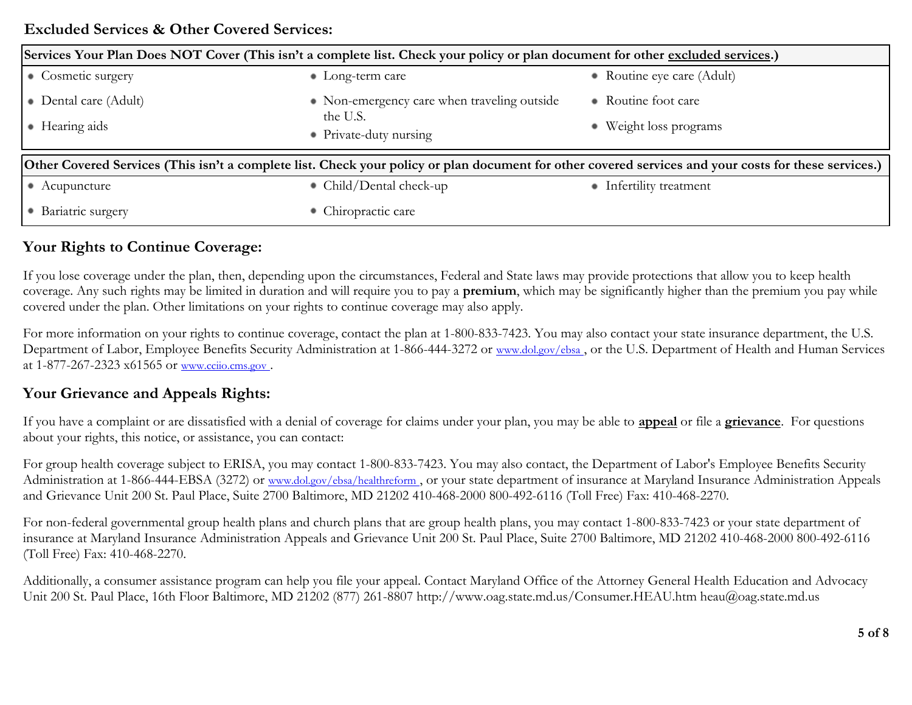## Excluded Services & Other Covered Services:

**Services Your Plan Does NOT Cover (This isn't a complete list. Check your policy or plan document for other excluded services.)**

- Cosmetic surgery
- Dental care (Adult)
- Hearing aids
- Long-term care
- Non-emergency care when traveling outside the U.S.
- Private-duty nursing
- Routine eye care (Adult)
- Routine foot care
- Weight loss programs

**Other Covered Services (This isn't a complete list. Check your policy or plan document for other covered services and your costs for these services.)**

- Acupuncture
- Bariatric surgery
- Child/Dental check-up
- Chiropractic care
- Infertility treatment

## Your Rights to Continue Coverage:

If you lose coverage under the plan, then, depending upon the circumstances, Federal and State laws may provide protections that allow you to keep health coverage. Any such rights may be limited in duration and will require you to pay a **premium**, which may be significantly higher than the premium you pay while covered under the plan. Other limitations on your rights to continue coverage may also apply.

For more information on your rights to continue coverage, contact the plan at 1-800-833-7423. You may also contact your state insurance department, the U.S. Department of Labor, Employee Benefits Security Administration at 1-866-444-3272 or www.dol.gov/ebsa , or the U.S. Department of Health and Human Services at 1-877-267-2323 x61565 or www.cciio.cms.gov .

## Your Grievance and Appeals Rights:

If you have a complaint or are dissatisfied with a denial of coverage for claims under your plan, you may be able to **appeal** or file a **grievance**. For questions about your rights, this notice, or assistance, you can contact:

For group health coverage subject to ERISA, you may contact 1-800-833-7423. You may also contact, the Department of Labor's Employee Benefits Security Administration at 1-866-444-EBSA (3272) or www.dol.gov/ebsa/healthreform , or your state department of insurance at Maryland Insurance Administration Appeals and Grievance Unit 200 St. Paul Place, Suite 2700 Baltimore, MD 21202 410-468-2000 800-492-6116 (Toll Free) Fax: 410-468-2270.

For non-federal governmental group health plans and church plans that are group health plans, you may contact 1-800-833-7423 or your state department of insurance at Maryland Insurance Administration Appeals and Grievance Unit 200 St. Paul Place, Suite 2700 Baltimore, MD 21202 410-468-2000 800-492-6116 (Toll Free) Fax: 410-468-2270.

Additionally, a consumer assistance program can help you file your appeal. Contact Maryland Office of the Attorney General Health Education and Advocacy Unit 200 St. Paul Place, 16th Floor Baltimore, MD 21202 (877) 261-8807 http://www.oag.state.md.us/Consumer.HEAU.htm heau@oag.state.md.us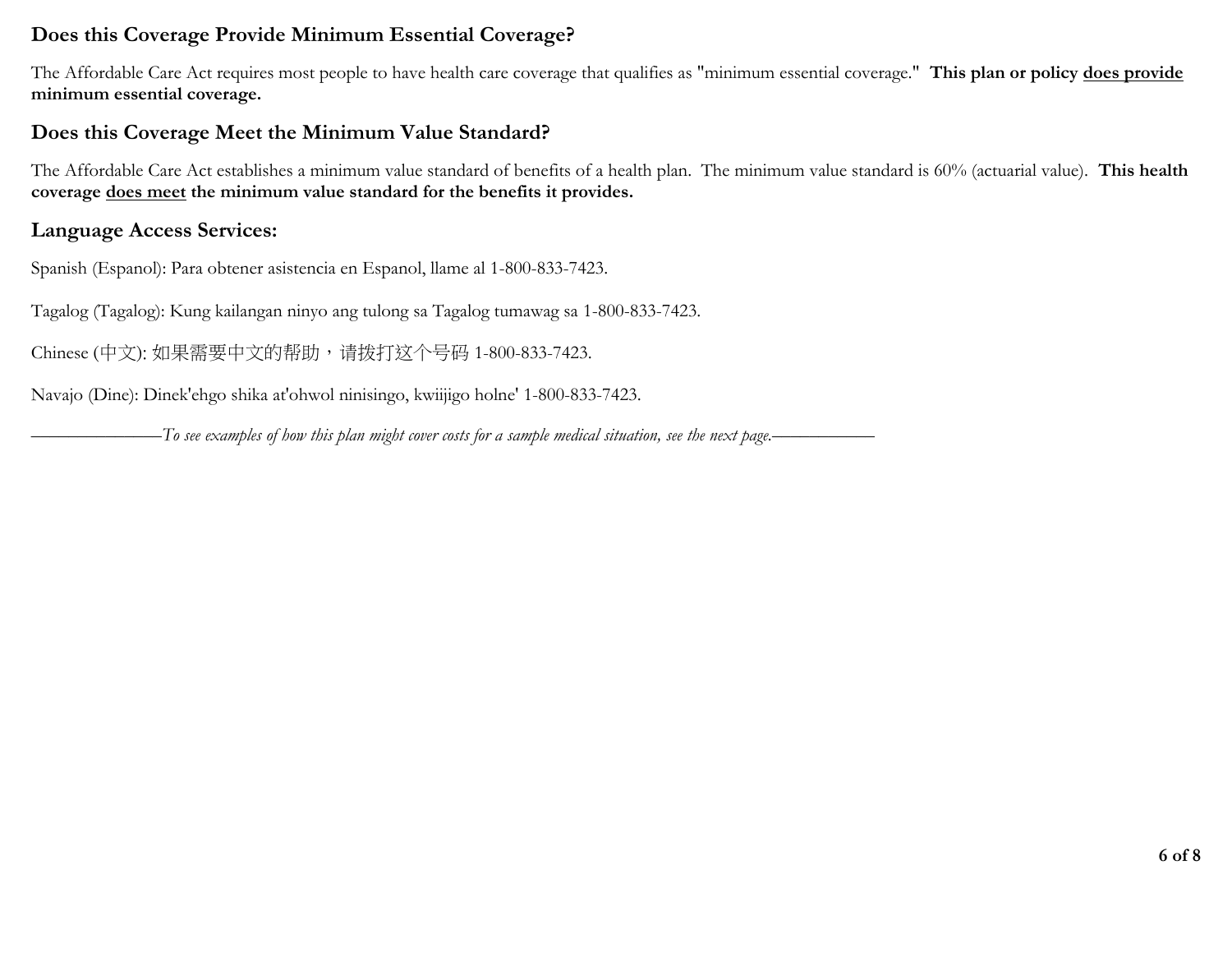## Does this Coverage Provide Minimum Essential Coverage?

The Affordable Care Act requires most people to have health care coverage that qualifies as "minimum essential coverage." **This plan or policy <u>does provide</u> minimum essential coverage.**

## Does this Coverage Meet the Minimum Value Standard?

The Affordable Care Act establishes a minimum value standard of benefits of a health plan. The minimum value standard is 60% (actuarial value). **This health coverage <u>does meet</u> the minimum value standard for the benefits it provides.**

## Language Access Services:

Spanish (Espanol): Para obtener asistencia en Espanol, llame al 1-800-833-7423.

Tagalog (Tagalog): Kung kailangan ninyo ang tulong sa Tagalog tumawag sa 1-800-833-7423.

Chinese (中文): 如果需要中文的帮助，请拨打这个号码 1-800-833-7423.

Navajo (Dine): Dinek'ehgo shika at'ohwol ninisingo, kwiijigo holne' 1-800-833-7423.

———————*To see examples of how this plan might cover costs for a sample medical situation, see the next page.*——————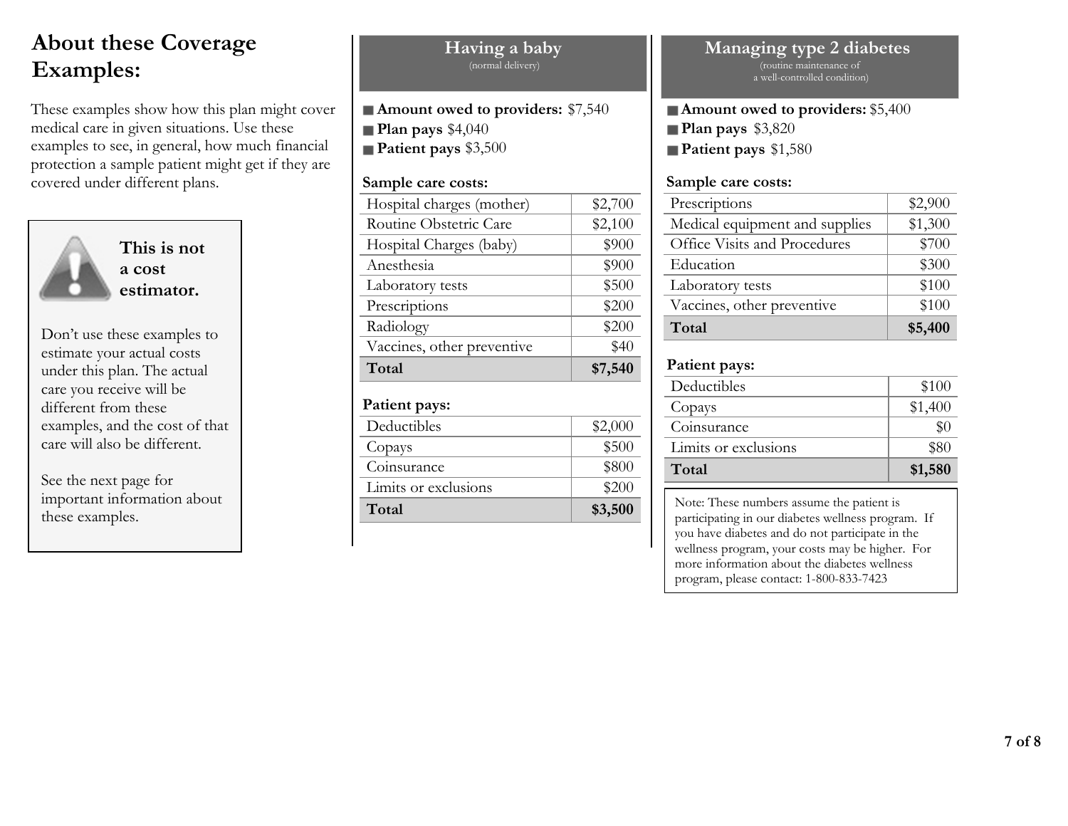# About these Coverage Examples:

These examples show how this plan might cover medical care in given situations. Use these examples to see, in general, how much financial protection a sample patient might get if they are covered under different plans.

**This is not a cost estimator.**

Don't use these examples to estimate your actual costs under this plan. The actual care you receive will be different from these examples, and the cost of that care will also be different.

See the next page for important information about these examples.

## Having a baby

(normal delivery)

- **Amount owed to providers:** $7,540
- **Plan pays** $4,040
- **Patient pays** $3,500

**Sample care costs:**

| Sample care costs | |
|---|---|
| Hospital charges (mother) | $2,700 |
| Routine Obstetric Care | $2,100 |
| Hospital Charges (baby) | $900 |
| Anesthesia | $900 |
| Laboratory tests | $500 |
| Prescriptions | $200 |
| Radiology | $200 |
| Vaccines, other preventive | $40 |
| **Total** | **$7,540** |

**Patient pays:**

| Patient pays | |
|---|---|
| Deductibles | $2,000 |
| Copays | $500 |
| Coinsurance | $800 |
| Limits or exclusions | $200 |
| **Total** | **$3,500** |

## Managing type 2 diabetes

(routine maintenance of a well-controlled condition)

- **Amount owed to providers:** $5,400
- **Plan pays** $3,820
- **Patient pays** $1,580

**Sample care costs:**

| Sample care costs | |
|---|---|
| Prescriptions | $2,900 |
| Medical equipment and supplies | $1,300 |
| Office Visits and Procedures | $700 |
| Education | $300 |
| Laboratory tests | $100 |
| Vaccines, other preventive | $100 |
| **Total** | **$5,400** |

**Patient pays:**

| Patient pays | |
|---|---|
| Deductibles | $100 |
| Copays | $1,400 |
| Coinsurance | $0 |
| Limits or exclusions | $80 |
| **Total** | **$1,580** |

Note: These numbers assume the patient is participating in our diabetes wellness program. If you have diabetes and do not participate in the wellness program, your costs may be higher. For more information about the diabetes wellness program, please contact: 1-800-833-7423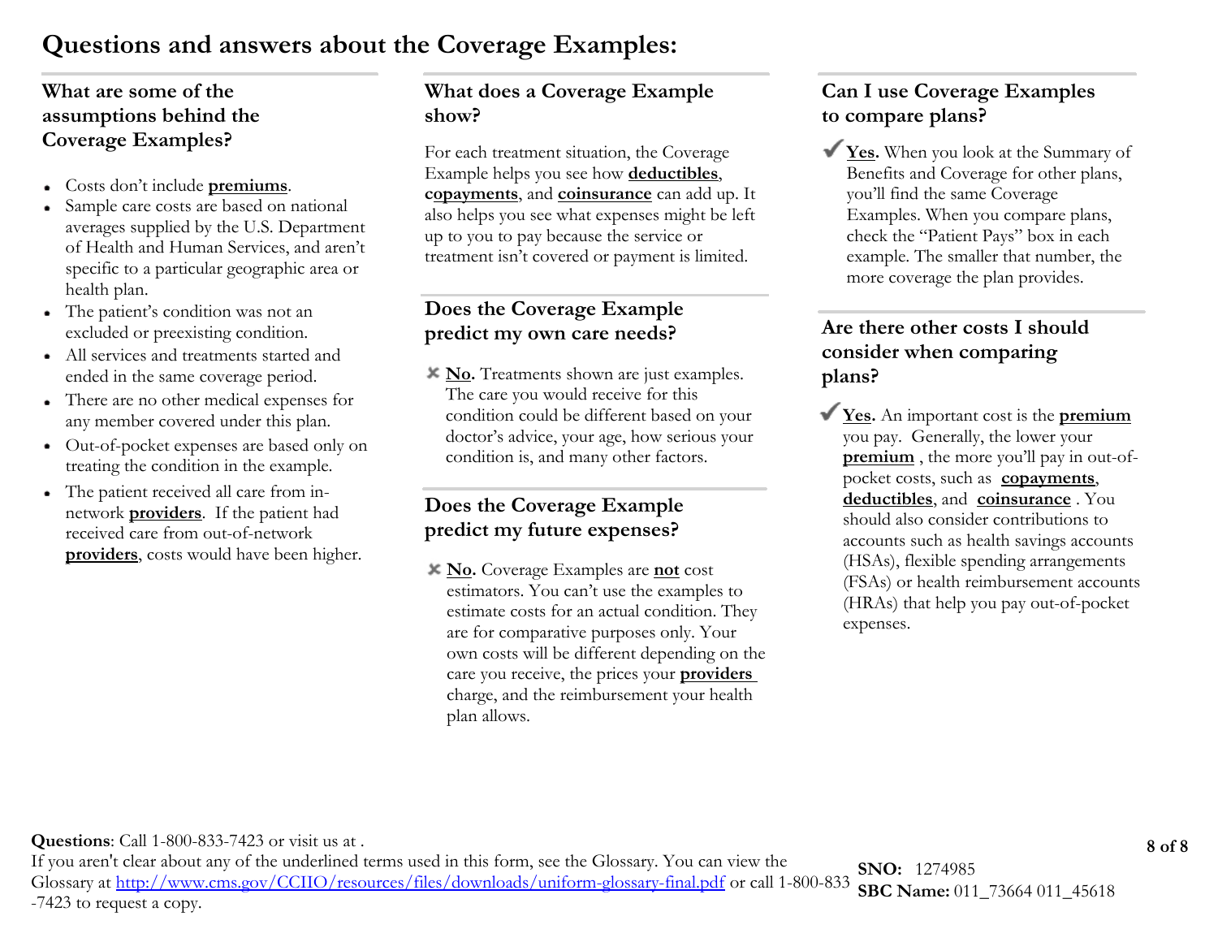# Questions and answers about the Coverage Examples:

## What are some of the assumptions behind the Coverage Examples?

- Costs don't include **premiums**.
- Sample care costs are based on national averages supplied by the U.S. Department of Health and Human Services, and aren't specific to a particular geographic area or health plan.
- The patient's condition was not an excluded or preexisting condition.
- All services and treatments started and ended in the same coverage period.
- There are no other medical expenses for any member covered under this plan.
- Out-of-pocket expenses are based only on treating the condition in the example.
- The patient received all care from in-network **providers**. If the patient had received care from out-of-network **providers**, costs would have been higher.

## What does a Coverage Example show?

For each treatment situation, the Coverage Example helps you see how **deductibles**, **copayments**, and **coinsurance** can add up. It also helps you see what expenses might be left up to you to pay because the service or treatment isn't covered or payment is limited.

## Does the Coverage Example predict my own care needs?

✗ **No.** Treatments shown are just examples. The care you would receive for this condition could be different based on your doctor's advice, your age, how serious your condition is, and many other factors.

## Does the Coverage Example predict my future expenses?

✗ **No.** Coverage Examples are **not** cost estimators. You can't use the examples to estimate costs for an actual condition. They are for comparative purposes only. Your own costs will be different depending on the care you receive, the prices your **providers** charge, and the reimbursement your health plan allows.

## Can I use Coverage Examples to compare plans?

✓ **Yes.** When you look at the Summary of Benefits and Coverage for other plans, you'll find the same Coverage Examples. When you compare plans, check the "Patient Pays" box in each example. The smaller that number, the more coverage the plan provides.

## Are there other costs I should consider when comparing plans?

✓ **Yes.** An important cost is the **premium** you pay. Generally, the lower your **premium** , the more you'll pay in out-of-pocket costs, such as **copayments**, **deductibles**, and **coinsurance** . You should also consider contributions to accounts such as health savings accounts (HSAs), flexible spending arrangements (FSAs) or health reimbursement accounts (HRAs) that help you pay out-of-pocket expenses.

**Questions**: Call 1-800-833-7423 or visit us at .
If you aren't clear about any of the underlined terms used in this form, see the Glossary. You can view the Glossary at http://www.cms.gov/CCIIO/resources/files/downloads/uniform-glossary-final.pdf or call 1-800-833-7423 to request a copy.

**SNO:** 1274985
**SBC Name:** 011_73664 011_45618